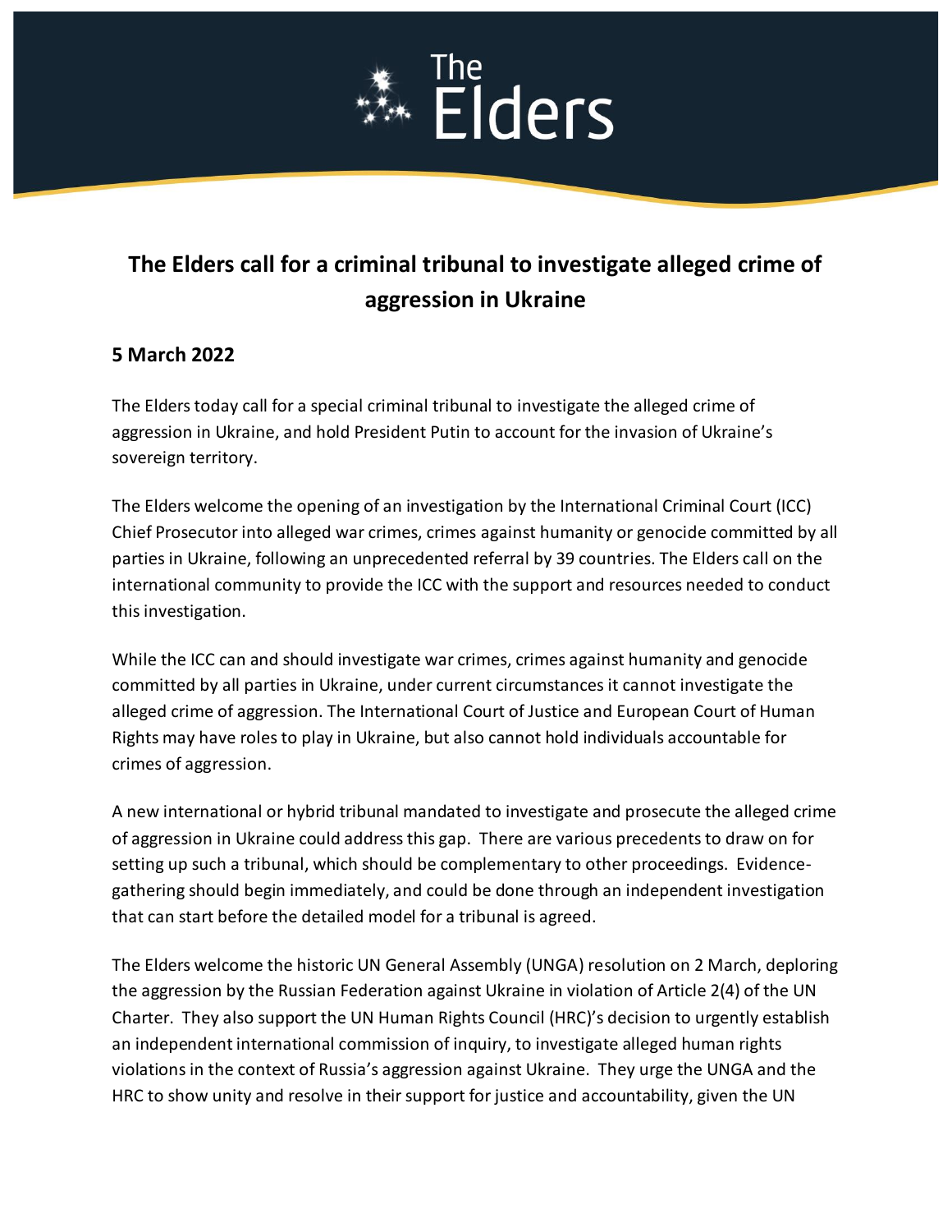# The Elders

## The Elders call for a criminal tribunal to investigate alleged crime of aggression in Ukraine

### 5 March 2022

The Elders today call for a special criminal tribunal to investigate the alleged crime of aggression in Ukraine, and hold President Putin to account for the invasion of Ukraine's sovereign territory.

The Elders welcome the opening of an investigation by the International Criminal Court (ICC) Chief Prosecutor into alleged war crimes, crimes against humanity or genocide committed by all parties in Ukraine, following an unprecedented referral by 39 countries. The Elders call on the international community to provide the ICC with the support and resources needed to conduct this investigation.

While the ICC can and should investigate war crimes, crimes against humanity and genocide committed by all parties in Ukraine, under current circumstances it cannot investigate the alleged crime of aggression. The International Court of Justice and European Court of Human Rights may have roles to play in Ukraine, but also cannot hold individuals accountable for crimes of aggression.

A new international or hybrid tribunal mandated to investigate and prosecute the alleged crime of aggression in Ukraine could address this gap. There are various precedents to draw on for setting up such a tribunal, which should be complementary to other proceedings. Evidence-gathering should begin immediately, and could be done through an independent investigation that can start before the detailed model for a tribunal is agreed.

The Elders welcome the historic UN General Assembly (UNGA) resolution on 2 March, deploring the aggression by the Russian Federation against Ukraine in violation of Article 2(4) of the UN Charter. They also support the UN Human Rights Council (HRC)'s decision to urgently establish an independent international commission of inquiry, to investigate alleged human rights violations in the context of Russia's aggression against Ukraine. They urge the UNGA and the HRC to show unity and resolve in their support for justice and accountability, given the UN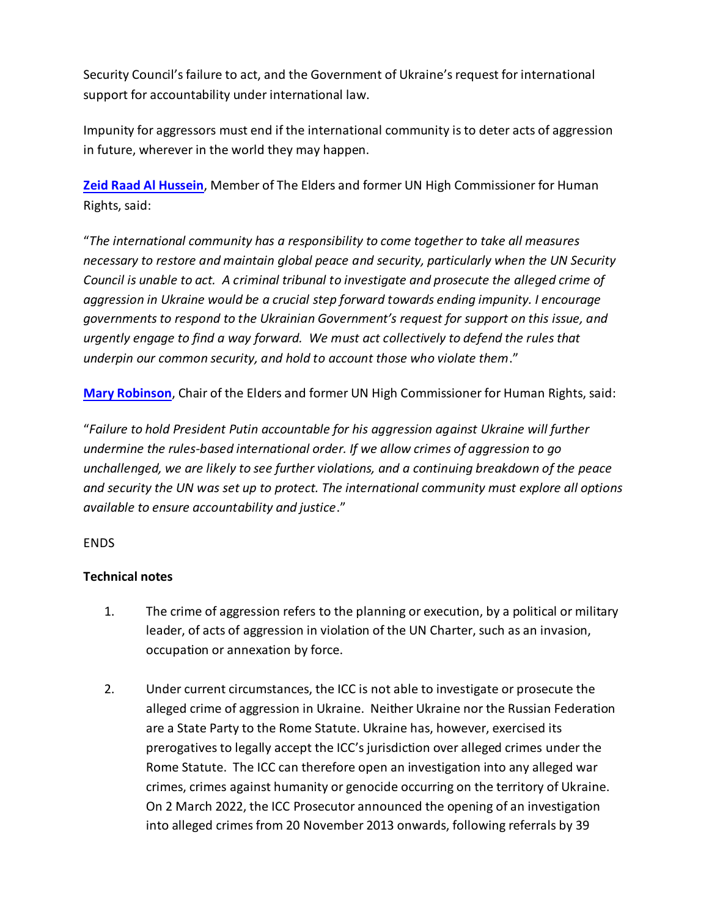Security Council's failure to act, and the Government of Ukraine's request for international support for accountability under international law.

Impunity for aggressors must end if the international community is to deter acts of aggression in future, wherever in the world they may happen.

**Zeid Raad Al Hussein**, Member of The Elders and former UN High Commissioner for Human Rights, said:

"*The international community has a responsibility to come together to take all measures necessary to restore and maintain global peace and security, particularly when the UN Security Council is unable to act. A criminal tribunal to investigate and prosecute the alleged crime of aggression in Ukraine would be a crucial step forward towards ending impunity. I encourage governments to respond to the Ukrainian Government's request for support on this issue, and urgently engage to find a way forward. We must act collectively to defend the rules that underpin our common security, and hold to account those who violate them*."

**Mary Robinson**, Chair of the Elders and former UN High Commissioner for Human Rights, said:

"*Failure to hold President Putin accountable for his aggression against Ukraine will further undermine the rules-based international order. If we allow crimes of aggression to go unchallenged, we are likely to see further violations, and a continuing breakdown of the peace and security the UN was set up to protect. The international community must explore all options available to ensure accountability and justice*."

ENDS

**Technical notes**

1. The crime of aggression refers to the planning or execution, by a political or military leader, of acts of aggression in violation of the UN Charter, such as an invasion, occupation or annexation by force.

2. Under current circumstances, the ICC is not able to investigate or prosecute the alleged crime of aggression in Ukraine. Neither Ukraine nor the Russian Federation are a State Party to the Rome Statute. Ukraine has, however, exercised its prerogatives to legally accept the ICC's jurisdiction over alleged crimes under the Rome Statute. The ICC can therefore open an investigation into any alleged war crimes, crimes against humanity or genocide occurring on the territory of Ukraine. On 2 March 2022, the ICC Prosecutor announced the opening of an investigation into alleged crimes from 20 November 2013 onwards, following referrals by 39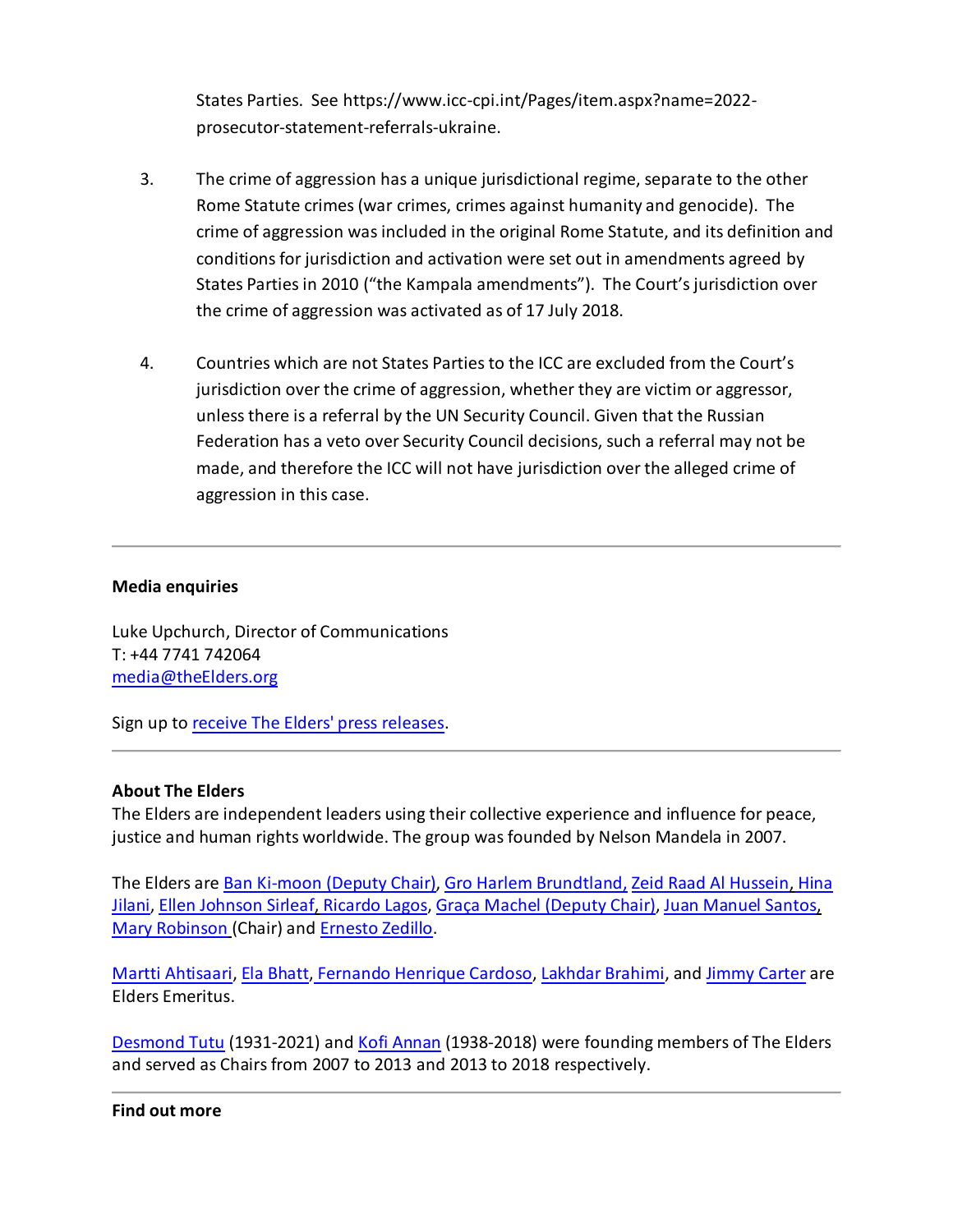States Parties. See https://www.icc-cpi.int/Pages/item.aspx?name=2022-prosecutor-statement-referrals-ukraine.

3. The crime of aggression has a unique jurisdictional regime, separate to the other Rome Statute crimes (war crimes, crimes against humanity and genocide). The crime of aggression was included in the original Rome Statute, and its definition and conditions for jurisdiction and activation were set out in amendments agreed by States Parties in 2010 ("the Kampala amendments"). The Court's jurisdiction over the crime of aggression was activated as of 17 July 2018.

4. Countries which are not States Parties to the ICC are excluded from the Court's jurisdiction over the crime of aggression, whether they are victim or aggressor, unless there is a referral by the UN Security Council. Given that the Russian Federation has a veto over Security Council decisions, such a referral may not be made, and therefore the ICC will not have jurisdiction over the alleged crime of aggression in this case.

---

**Media enquiries**

Luke Upchurch, Director of Communications
T: +44 7741 742064
media@theElders.org

Sign up to receive The Elders' press releases.

---

**About The Elders**

The Elders are independent leaders using their collective experience and influence for peace, justice and human rights worldwide. The group was founded by Nelson Mandela in 2007.

The Elders are Ban Ki-moon (Deputy Chair), Gro Harlem Brundtland, Zeid Raad Al Hussein, Hina Jilani, Ellen Johnson Sirleaf, Ricardo Lagos, Graça Machel (Deputy Chair), Juan Manuel Santos, Mary Robinson (Chair) and Ernesto Zedillo.

Martti Ahtisaari, Ela Bhatt, Fernando Henrique Cardoso, Lakhdar Brahimi, and Jimmy Carter are Elders Emeritus.

Desmond Tutu (1931-2021) and Kofi Annan (1938-2018) were founding members of The Elders and served as Chairs from 2007 to 2013 and 2013 to 2018 respectively.

---

**Find out more**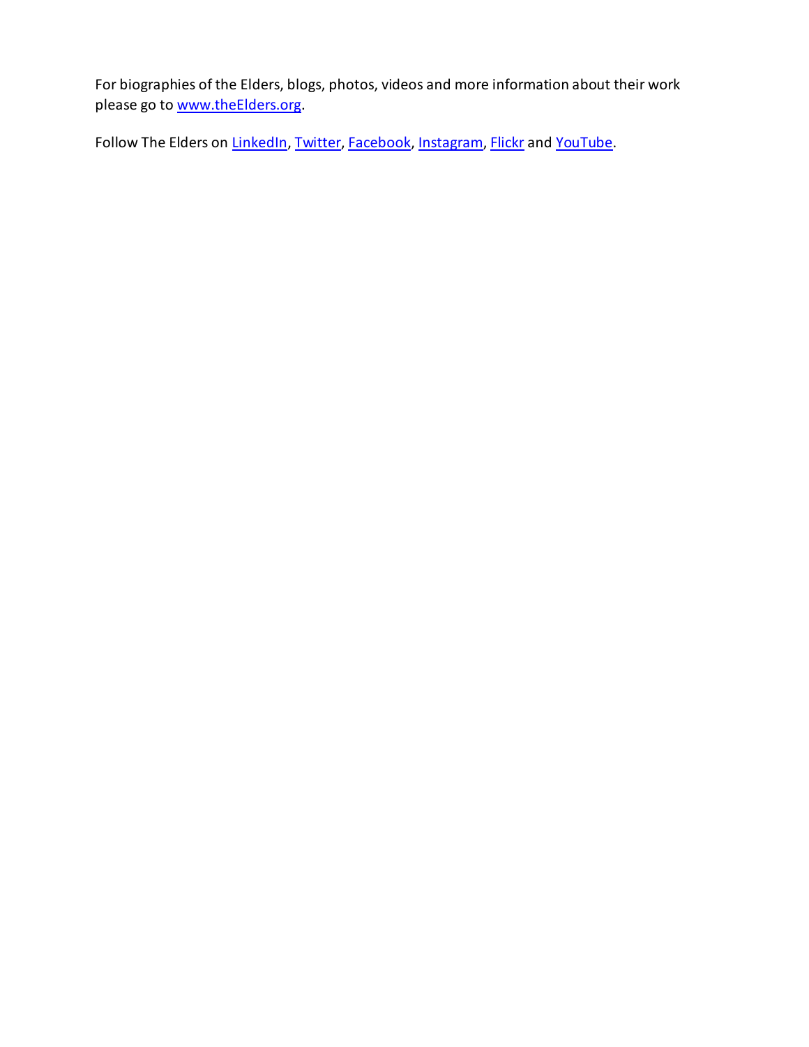For biographies of the Elders, blogs, photos, videos and more information about their work please go to [www.theElders.org](http://www.theElders.org).

Follow The Elders on LinkedIn, Twitter, Facebook, Instagram, Flickr and YouTube.